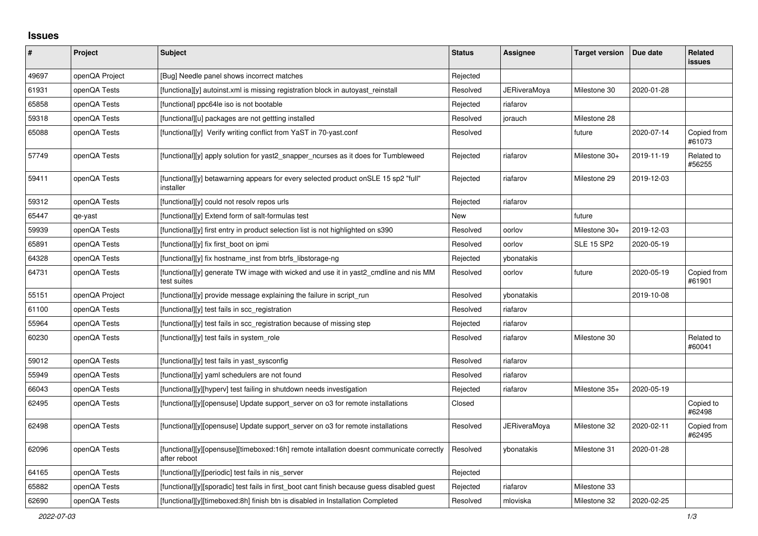# Issues

| # | Project | Subject | Status | Assignee | Target version | Due date | Related issues |
|---|---|---|---|---|---|---|---|
| 49697 | openQA Project | [Bug] Needle panel shows incorrect matches | Rejected | | | | |
| 61931 | openQA Tests | [functional][y] autoinst.xml is missing registration block in autoyast_reinstall | Resolved | JERiveraMoya | Milestone 30 | 2020-01-28 | |
| 65858 | openQA Tests | [functional] ppc64le iso is not bootable | Rejected | riafarov | | | |
| 59318 | openQA Tests | [functional][u] packages are not gettting installed | Resolved | jorauch | Milestone 28 | | |
| 65088 | openQA Tests | [functional][y]  Verify writing conflict from YaST in 70-yast.conf | Resolved | | future | 2020-07-14 | Copied from #61073 |
| 57749 | openQA Tests | [functional][y] apply solution for yast2_snapper_ncurses as it does for Tumbleweed | Rejected | riafarov | Milestone 30+ | 2019-11-19 | Related to #56255 |
| 59411 | openQA Tests | [functional][y] betawarning appears for every selected product onSLE 15 sp2 "full" installer | Rejected | riafarov | Milestone 29 | 2019-12-03 | |
| 59312 | openQA Tests | [functional][y] could not resolv repos urls | Rejected | riafarov | | | |
| 65447 | qe-yast | [functional][y] Extend form of salt-formulas test | New | | future | | |
| 59939 | openQA Tests | [functional][y] first entry in product selection list is not highlighted on s390 | Resolved | oorlov | Milestone 30+ | 2019-12-03 | |
| 65891 | openQA Tests | [functional][y] fix first_boot on ipmi | Resolved | oorlov | SLE 15 SP2 | 2020-05-19 | |
| 64328 | openQA Tests | [functional][y] fix hostname_inst from btrfs_libstorage-ng | Rejected | ybonatakis | | | |
| 64731 | openQA Tests | [functional][y] generate TW image with wicked and use it in yast2_cmdline and nis MM test suites | Resolved | oorlov | future | 2020-05-19 | Copied from #61901 |
| 55151 | openQA Project | [functional][y] provide message explaining the failure in script_run | Resolved | ybonatakis | | 2019-10-08 | |
| 61100 | openQA Tests | [functional][y] test fails in scc_registration | Resolved | riafarov | | | |
| 55964 | openQA Tests | [functional][y] test fails in scc_registration because of missing step | Rejected | riafarov | | | |
| 60230 | openQA Tests | [functional][y] test fails in system_role | Resolved | riafarov | Milestone 30 | | Related to #60041 |
| 59012 | openQA Tests | [functional][y] test fails in yast_sysconfig | Resolved | riafarov | | | |
| 55949 | openQA Tests | [functional][y] yaml schedulers are not found | Resolved | riafarov | | | |
| 66043 | openQA Tests | [functional][y][hyperv] test failing in shutdown needs investigation | Rejected | riafarov | Milestone 35+ | 2020-05-19 | |
| 62495 | openQA Tests | [functional][y][opensuse] Update support_server on o3 for remote installations | Closed | | | | Copied to #62498 |
| 62498 | openQA Tests | [functional][y][opensuse] Update support_server on o3 for remote installations | Resolved | JERiveraMoya | Milestone 32 | 2020-02-11 | Copied from #62495 |
| 62096 | openQA Tests | [functional][y][opensuse][timeboxed:16h] remote intallation doesnt communicate correctly after reboot | Resolved | ybonatakis | Milestone 31 | 2020-01-28 | |
| 64165 | openQA Tests | [functional][y][periodic] test fails in nis_server | Rejected | | | | |
| 65882 | openQA Tests | [functional][y][sporadic] test fails in first_boot cant finish because guess disabled guest | Rejected | riafarov | Milestone 33 | | |
| 62690 | openQA Tests | [functional][y][timeboxed:8h] finish btn is disabled in Installation Completed | Resolved | mloviska | Milestone 32 | 2020-02-25 | |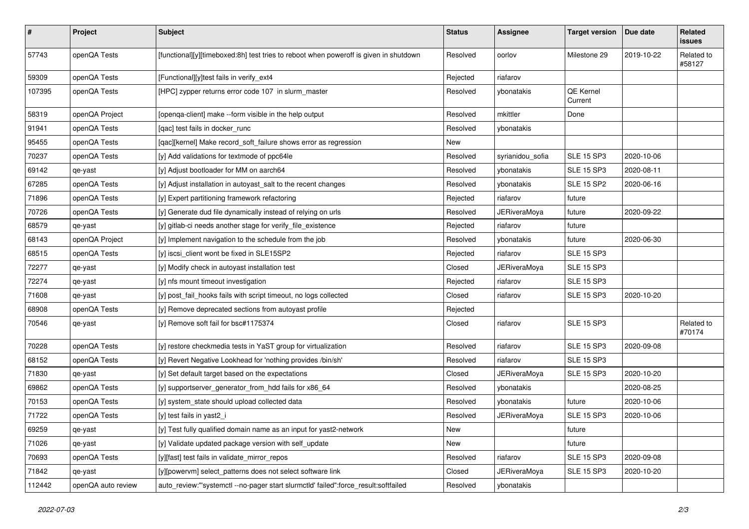| # | Project | Subject | Status | Assignee | Target version | Due date | Related issues |
|---|---|---|---|---|---|---|---|
| 57743 | openQA Tests | [functional][y][timeboxed:8h] test tries to reboot when poweroff is given in shutdown | Resolved | oorlov | Milestone 29 | 2019-10-22 | Related to #58127 |
| 59309 | openQA Tests | [Functional][y]test fails in verify_ext4 | Rejected | riafarov | | | |
| 107395 | openQA Tests | [HPC] zypper returns error code 107 in slurm_master | Resolved | ybonatakis | QE Kernel Current | | |
| 58319 | openQA Project | [openqa-client] make --form visible in the help output | Resolved | mkittler | Done | | |
| 91941 | openQA Tests | [qac] test fails in docker_runc | Resolved | ybonatakis | | | |
| 95455 | openQA Tests | [qac][kernel] Make record_soft_failure shows error as regression | New | | | | |
| 70237 | openQA Tests | [y] Add validations for textmode of ppc64le | Resolved | syrianidou_sofia | SLE 15 SP3 | 2020-10-06 | |
| 69142 | qe-yast | [y] Adjust bootloader for MM on aarch64 | Resolved | ybonatakis | SLE 15 SP3 | 2020-08-11 | |
| 67285 | openQA Tests | [y] Adjust installation in autoyast_salt to the recent changes | Resolved | ybonatakis | SLE 15 SP2 | 2020-06-16 | |
| 71896 | openQA Tests | [y] Expert partitioning framework refactoring | Rejected | riafarov | future | | |
| 70726 | openQA Tests | [y] Generate dud file dynamically instead of relying on urls | Resolved | JERiveraMoya | future | 2020-09-22 | |
| 68579 | qe-yast | [y] gitlab-ci needs another stage for verify_file_existence | Rejected | riafarov | future | | |
| 68143 | openQA Project | [y] Implement navigation to the schedule from the job | Resolved | ybonatakis | future | 2020-06-30 | |
| 68515 | openQA Tests | [y] iscsi_client wont be fixed in SLE15SP2 | Rejected | riafarov | SLE 15 SP3 | | |
| 72277 | qe-yast | [y] Modify check in autoyast installation test | Closed | JERiveraMoya | SLE 15 SP3 | | |
| 72274 | qe-yast | [y] nfs mount timeout investigation | Rejected | riafarov | SLE 15 SP3 | | |
| 71608 | qe-yast | [y] post_fail_hooks fails with script timeout, no logs collected | Closed | riafarov | SLE 15 SP3 | 2020-10-20 | |
| 68908 | openQA Tests | [y] Remove deprecated sections from autoyast profile | Rejected | | | | |
| 70546 | qe-yast | [y] Remove soft fail for bsc#1175374 | Closed | riafarov | SLE 15 SP3 | | Related to #70174 |
| 70228 | openQA Tests | [y] restore checkmedia tests in YaST group for virtualization | Resolved | riafarov | SLE 15 SP3 | 2020-09-08 | |
| 68152 | openQA Tests | [y] Revert Negative Lookhead for 'nothing provides /bin/sh' | Resolved | riafarov | SLE 15 SP3 | | |
| 71830 | qe-yast | [y] Set default target based on the expectations | Closed | JERiveraMoya | SLE 15 SP3 | 2020-10-20 | |
| 69862 | openQA Tests | [y] supportserver_generator_from_hdd fails for x86_64 | Resolved | ybonatakis | | 2020-08-25 | |
| 70153 | openQA Tests | [y] system_state should upload collected data | Resolved | ybonatakis | future | 2020-10-06 | |
| 71722 | openQA Tests | [y] test fails in yast2_i | Resolved | JERiveraMoya | SLE 15 SP3 | 2020-10-06 | |
| 69259 | qe-yast | [y] Test fully qualified domain name as an input for yast2-network | New | | future | | |
| 71026 | qe-yast | [y] Validate updated package version with self_update | New | | future | | |
| 70693 | openQA Tests | [y][fast] test fails in validate_mirror_repos | Resolved | riafarov | SLE 15 SP3 | 2020-09-08 | |
| 71842 | qe-yast | [y][powervm] select_patterns does not select software link | Closed | JERiveraMoya | SLE 15 SP3 | 2020-10-20 | |
| 112442 | openQA auto review | auto_review:"'systemctl --no-pager start slurmctld' failed":force_result:softfailed | Resolved | ybonatakis | | | |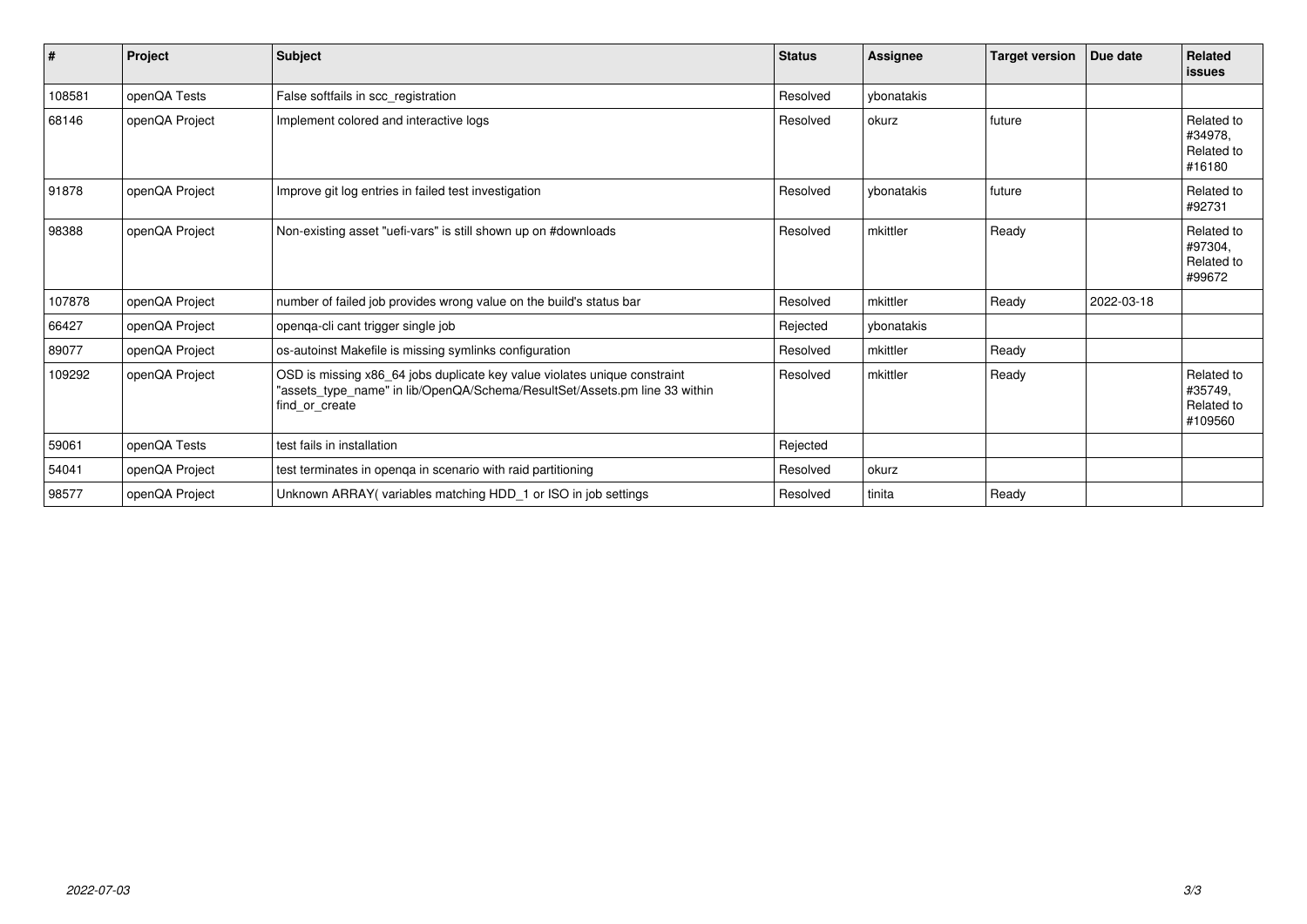| # | Project | Subject | Status | Assignee | Target version | Due date | Related issues |
|---|---|---|---|---|---|---|---|
| 108581 | openQA Tests | False softfails in scc_registration | Resolved | ybonatakis | | | |
| 68146 | openQA Project | Implement colored and interactive logs | Resolved | okurz | future | | Related to #34978, Related to #16180 |
| 91878 | openQA Project | Improve git log entries in failed test investigation | Resolved | ybonatakis | future | | Related to #92731 |
| 98388 | openQA Project | Non-existing asset "uefi-vars" is still shown up on #downloads | Resolved | mkittler | Ready | | Related to #97304, Related to #99672 |
| 107878 | openQA Project | number of failed job provides wrong value on the build's status bar | Resolved | mkittler | Ready | 2022-03-18 | |
| 66427 | openQA Project | openqa-cli cant trigger single job | Rejected | ybonatakis | | | |
| 89077 | openQA Project | os-autoinst Makefile is missing symlinks configuration | Resolved | mkittler | Ready | | |
| 109292 | openQA Project | OSD is missing x86_64 jobs duplicate key value violates unique constraint "assets_type_name" in lib/OpenQA/Schema/ResultSet/Assets.pm line 33 within find_or_create | Resolved | mkittler | Ready | | Related to #35749, Related to #109560 |
| 59061 | openQA Tests | test fails in installation | Rejected | | | | |
| 54041 | openQA Project | test terminates in openqa in scenario with raid partitioning | Resolved | okurz | | | |
| 98577 | openQA Project | Unknown ARRAY( variables matching HDD_1 or ISO in job settings | Resolved | tinita | Ready | | |